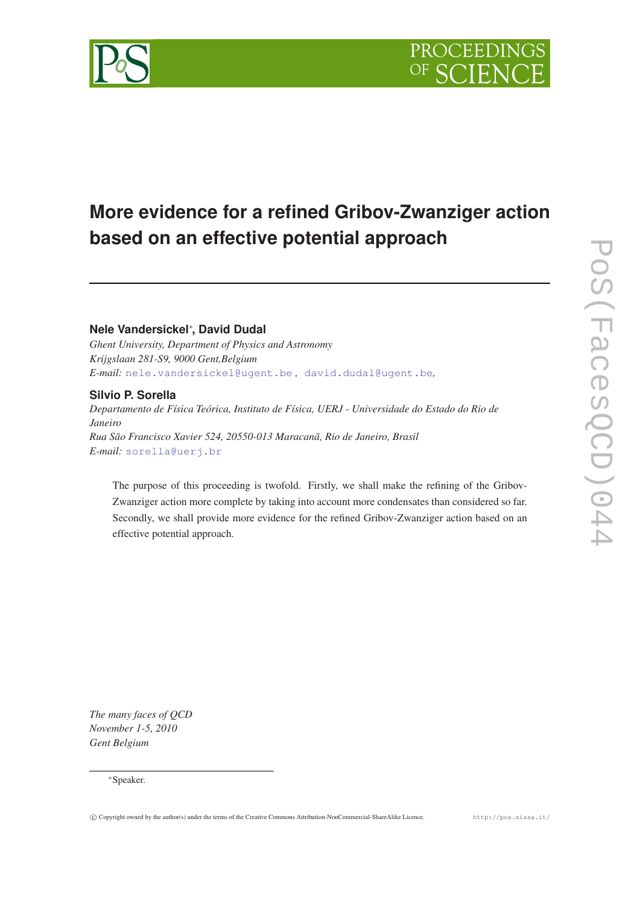# More evidence for a refined Gribov-Zwanziger action based on an effective potential approach

**Nele Vandersickel**\*, **David Dudal**

*Ghent University, Department of Physics and Astronomy*
*Krijgslaan 281-S9, 9000 Gent,Belgium*
*E-mail:* nele.vandersickel@ugent.be , david.dudal@ugent.be,

**Silvio P. Sorella**

*Departamento de Física Teórica, Instituto de Física, UERJ - Universidade do Estado do Rio de Janeiro*
*Rua São Francisco Xavier 524, 20550-013 Maracanã, Rio de Janeiro, Brasil*
*E-mail:* sorella@uerj.br

The purpose of this proceeding is twofold. Firstly, we shall make the refining of the Gribov-Zwanziger action more complete by taking into account more condensates than considered so far. Secondly, we shall provide more evidence for the refined Gribov-Zwanziger action based on an effective potential approach.

*The many faces of QCD*
*November 1-5, 2010*
*Gent Belgium*

\*Speaker.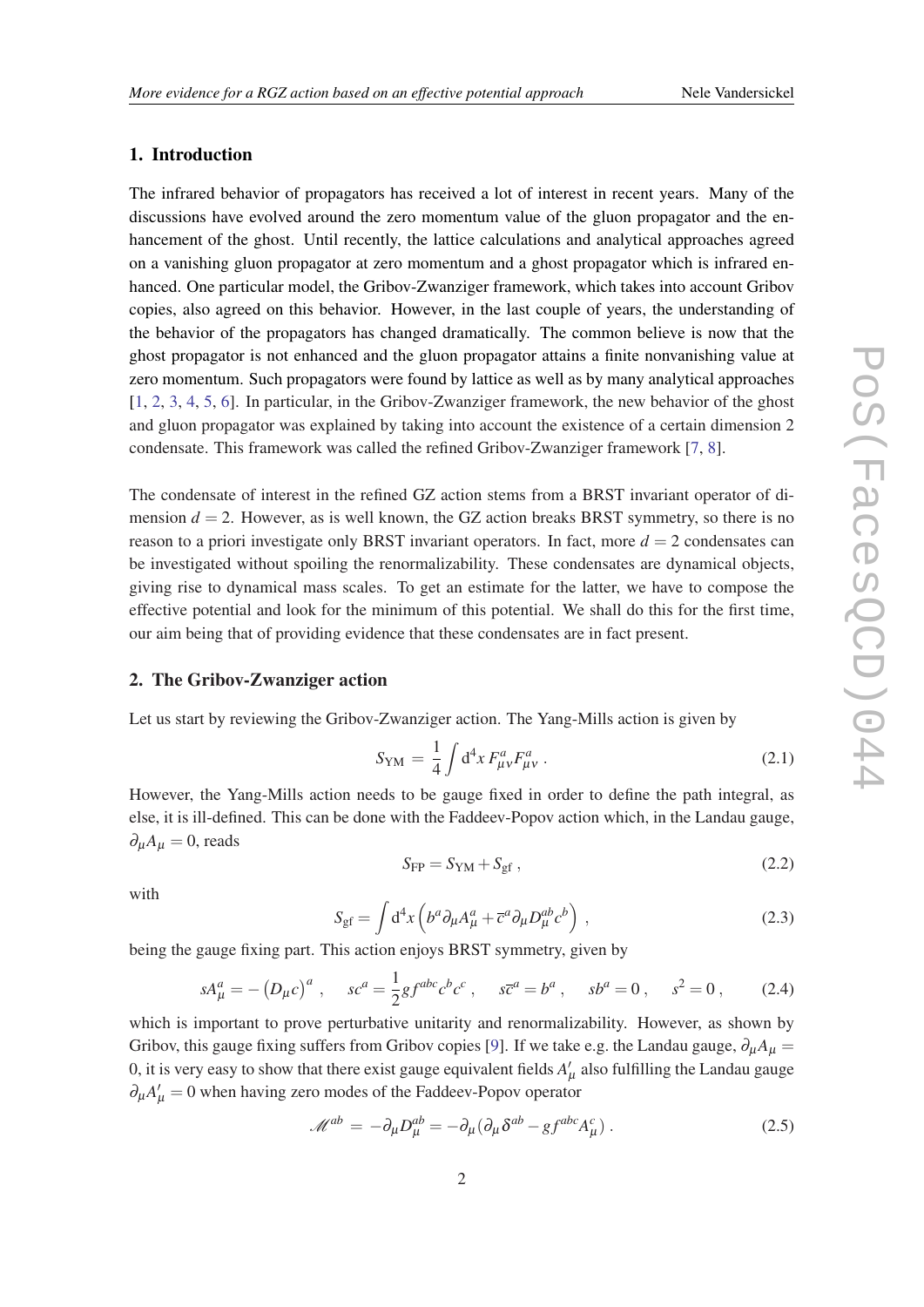## 1. Introduction

The infrared behavior of propagators has received a lot of interest in recent years. Many of the discussions have evolved around the zero momentum value of the gluon propagator and the enhancement of the ghost. Until recently, the lattice calculations and analytical approaches agreed on a vanishing gluon propagator at zero momentum and a ghost propagator which is infrared enhanced. One particular model, the Gribov-Zwanziger framework, which takes into account Gribov copies, also agreed on this behavior. However, in the last couple of years, the understanding of the behavior of the propagators has changed dramatically. The common believe is now that the ghost propagator is not enhanced and the gluon propagator attains a finite nonvanishing value at zero momentum. Such propagators were found by lattice as well as by many analytical approaches [1, 2, 3, 4, 5, 6]. In particular, in the Gribov-Zwanziger framework, the new behavior of the ghost and gluon propagator was explained by taking into account the existence of a certain dimension 2 condensate. This framework was called the refined Gribov-Zwanziger framework [7, 8].

The condensate of interest in the refined GZ action stems from a BRST invariant operator of dimension $d = 2$. However, as is well known, the GZ action breaks BRST symmetry, so there is no reason to a priori investigate only BRST invariant operators. In fact, more $d = 2$ condensates can be investigated without spoiling the renormalizability. These condensates are dynamical objects, giving rise to dynamical mass scales. To get an estimate for the latter, we have to compose the effective potential and look for the minimum of this potential. We shall do this for the first time, our aim being that of providing evidence that these condensates are in fact present.

## 2. The Gribov-Zwanziger action

Let us start by reviewing the Gribov-Zwanziger action. The Yang-Mills action is given by

$$S_{\rm YM} = \frac{1}{4}\int d^4x\, F^a_{\mu\nu}F^a_{\mu\nu}\,. \tag{2.1}$$

However, the Yang-Mills action needs to be gauge fixed in order to define the path integral, as else, it is ill-defined. This can be done with the Faddeev-Popov action which, in the Landau gauge, $\partial_\mu A_\mu = 0$, reads

$$S_{\rm FP} = S_{\rm YM} + S_{\rm gf}\,, \tag{2.2}$$

with

$$S_{\rm gf} = \int d^4x \left( b^a \partial_\mu A^a_\mu + \overline{c}^a \partial_\mu D^{ab}_\mu c^b \right)\,, \tag{2.3}$$

being the gauge fixing part. This action enjoys BRST symmetry, given by

$$sA^a_\mu = -\left(D_\mu c\right)^a\,, \quad sc^a = \frac{1}{2} g f^{abc} c^b c^c\,, \quad s\overline{c}^a = b^a\,, \quad sb^a = 0\,, \quad s^2 = 0\,, \tag{2.4}$$

which is important to prove perturbative unitarity and renormalizability. However, as shown by Gribov, this gauge fixing suffers from Gribov copies [9]. If we take e.g. the Landau gauge, $\partial_\mu A_\mu = 0$, it is very easy to show that there exist gauge equivalent fields $A'_\mu$ also fulfilling the Landau gauge $\partial_\mu A'_\mu = 0$ when having zero modes of the Faddeev-Popov operator

$$\mathscr{M}^{ab} = -\partial_\mu D^{ab}_\mu = -\partial_\mu(\partial_\mu \delta^{ab} - g f^{abc} A^c_\mu)\,. \tag{2.5}$$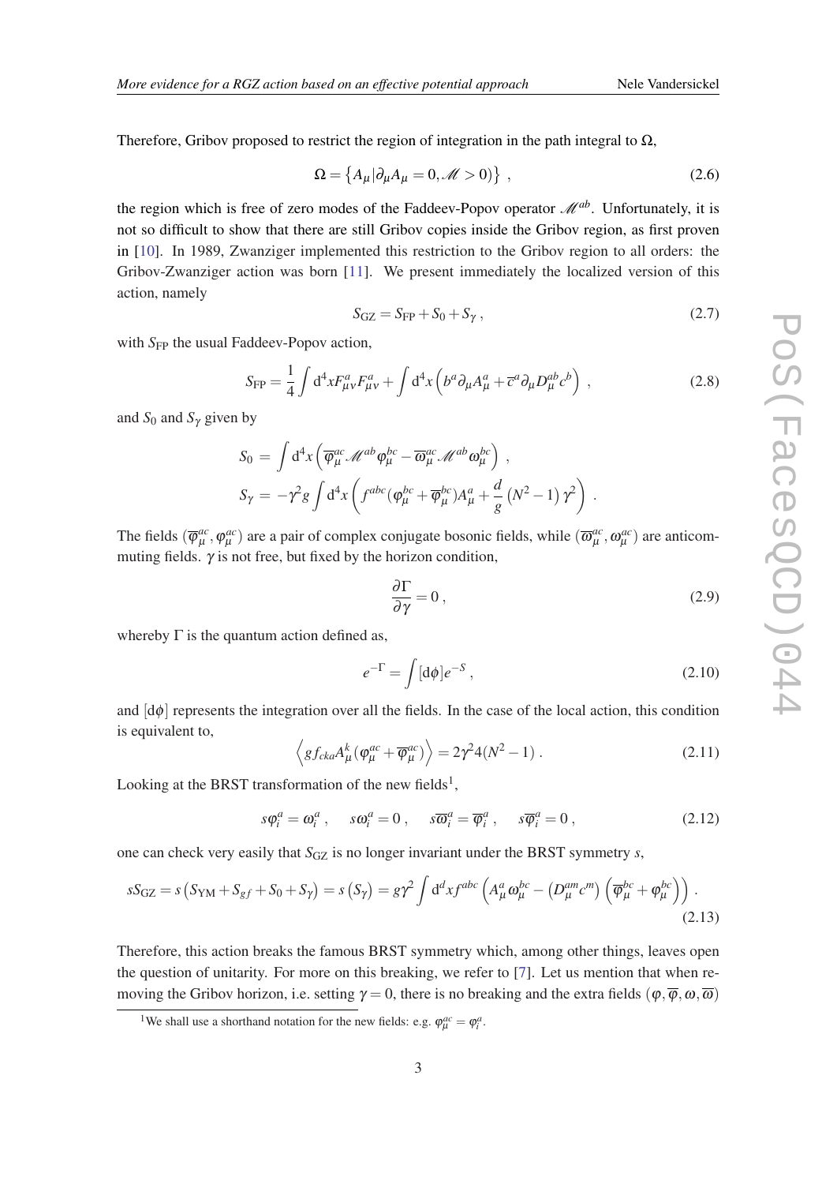Therefore, Gribov proposed to restrict the region of integration in the path integral to $\Omega$,

$$\Omega = \left\{ A_\mu | \partial_\mu A_\mu = 0, \mathscr{M} > 0) \right\} \;, \tag{2.6}$$

the region which is free of zero modes of the Faddeev-Popov operator $\mathscr{M}^{ab}$. Unfortunately, it is not so difficult to show that there are still Gribov copies inside the Gribov region, as first proven in [10]. In 1989, Zwanziger implemented this restriction to the Gribov region to all orders: the Gribov-Zwanziger action was born [11]. We present immediately the localized version of this action, namely

$$S_{\text{GZ}} = S_{\text{FP}} + S_0 + S_\gamma \,, \tag{2.7}$$

with $S_{\text{FP}}$ the usual Faddeev-Popov action,

$$S_{\text{FP}} = \frac{1}{4} \int \mathrm{d}^4 x F^a_{\mu\nu} F^a_{\mu\nu} + \int \mathrm{d}^4 x \left( b^a \partial_\mu A^a_\mu + \overline{c}^a \partial_\mu D^{ab}_\mu c^b \right) \;, \tag{2.8}$$

and $S_0$ and $S_\gamma$ given by

$$\begin{aligned}
S_0 \;&=\; \int \mathrm{d}^4 x \left( \overline{\varphi}^{ac}_\mu \mathscr{M}^{ab} \varphi^{bc}_\mu - \overline{\omega}^{ac}_\mu \mathscr{M}^{ab} \omega^{bc}_\mu \right) \,, \\
S_\gamma \;&=\; -\gamma^2 g \int \mathrm{d}^4 x \left( f^{abc} (\varphi^{bc}_\mu + \overline{\varphi}^{bc}_\mu) A^a_\mu + \frac{d}{g} \left( N^2 - 1 \right) \gamma^2 \right) \,.
\end{aligned}$$

The fields $(\overline{\varphi}^{ac}_\mu, \varphi^{ac}_\mu)$ are a pair of complex conjugate bosonic fields, while $(\overline{\omega}^{ac}_\mu, \omega^{ac}_\mu)$ are anticommuting fields. $\gamma$ is not free, but fixed by the horizon condition,

$$\frac{\partial \Gamma}{\partial \gamma} = 0 \,, \tag{2.9}$$

whereby $\Gamma$ is the quantum action defined as,

$$e^{-\Gamma} = \int [\mathrm{d}\phi] e^{-S} \,, \tag{2.10}$$

and $[\mathrm{d}\phi]$ represents the integration over all the fields. In the case of the local action, this condition is equivalent to,

$$\left\langle g f_{cka} A^k_\mu (\varphi^{ac}_\mu + \overline{\varphi}^{ac}_\mu) \right\rangle = 2\gamma^2 4 (N^2 - 1) \,. \tag{2.11}$$

Looking at the BRST transformation of the new fields[1],

$$s\varphi^a_i = \omega^a_i \,, \quad s\omega^a_i = 0 \,, \quad s\overline{\omega}^a_i = \overline{\varphi}^a_i \,, \quad s\overline{\varphi}^a_i = 0 \,, \tag{2.12}$$

one can check very easily that $S_{\text{GZ}}$ is no longer invariant under the BRST symmetry $s$,

$$sS_{\text{GZ}} = s\left( S_{\text{YM}} + S_{gf} + S_0 + S_\gamma \right) = s\left( S_\gamma \right) = g\gamma^2 \int \mathrm{d}^d x f^{abc} \left( A^a_\mu \omega^{bc}_\mu - \left( D^{am}_\mu c^m \right) \left( \overline{\varphi}^{bc}_\mu + \varphi^{bc}_\mu \right) \right) \,. \tag{2.13}$$

Therefore, this action breaks the famous BRST symmetry which, among other things, leaves open the question of unitarity. For more on this breaking, we refer to [7]. Let us mention that when removing the Gribov horizon, i.e. setting $\gamma = 0$, there is no breaking and the extra fields $(\varphi, \overline{\varphi}, \omega, \overline{\omega})$

[1] We shall use a shorthand notation for the new fields: e.g. $\varphi^{ac}_\mu = \varphi^a_i$.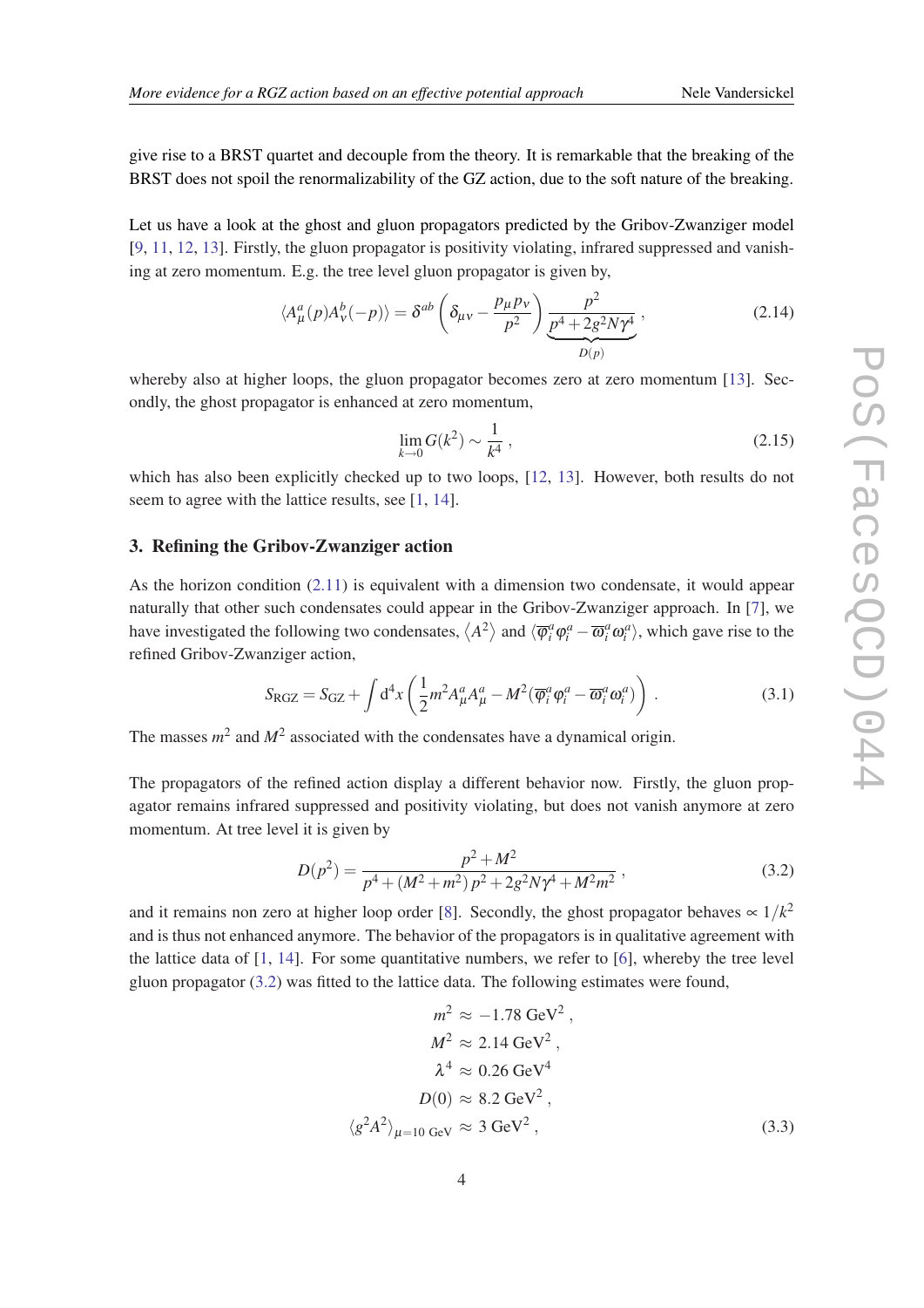give rise to a BRST quartet and decouple from the theory. It is remarkable that the breaking of the BRST does not spoil the renormalizability of the GZ action, due to the soft nature of the breaking.

Let us have a look at the ghost and gluon propagators predicted by the Gribov-Zwanziger model [9, 11, 12, 13]. Firstly, the gluon propagator is positivity violating, infrared suppressed and vanishing at zero momentum. E.g. the tree level gluon propagator is given by,

$$\langle A^a_\mu(p) A^b_\nu(-p)\rangle = \delta^{ab}\left(\delta_{\mu\nu} - \frac{p_\mu p_\nu}{p^2}\right)\underbrace{\frac{p^2}{p^4 + 2g^2 N\gamma^4}}_{D(p)}\,, \tag{2.14}$$

whereby also at higher loops, the gluon propagator becomes zero at zero momentum [13]. Secondly, the ghost propagator is enhanced at zero momentum,

$$\lim_{k\to 0} G(k^2) \sim \frac{1}{k^4}\,, \tag{2.15}$$

which has also been explicitly checked up to two loops, [12, 13]. However, both results do not seem to agree with the lattice results, see [1, 14].

## 3. Refining the Gribov-Zwanziger action

As the horizon condition (2.11) is equivalent with a dimension two condensate, it would appear naturally that other such condensates could appear in the Gribov-Zwanziger approach. In [7], we have investigated the following two condensates, $\langle A^2 \rangle$ and $\langle \overline{\varphi}^a_i \varphi^a_i - \overline{\omega}^a_i \omega^a_i \rangle$, which gave rise to the refined Gribov-Zwanziger action,

$$S_{\text{RGZ}} = S_{\text{GZ}} + \int \mathrm{d}^4 x \left( \frac{1}{2} m^2 A^a_\mu A^a_\mu - M^2 (\overline{\varphi}^a_i \varphi^a_i - \overline{\omega}^a_i \omega^a_i) \right)\,. \tag{3.1}$$

The masses $m^2$ and $M^2$ associated with the condensates have a dynamical origin.

The propagators of the refined action display a different behavior now. Firstly, the gluon propagator remains infrared suppressed and positivity violating, but does not vanish anymore at zero momentum. At tree level it is given by

$$D(p^2) = \frac{p^2 + M^2}{p^4 + (M^2 + m^2)\, p^2 + 2g^2 N\gamma^4 + M^2 m^2}\,, \tag{3.2}$$

and it remains non zero at higher loop order [8]. Secondly, the ghost propagator behaves $\propto 1/k^2$ and is thus not enhanced anymore. The behavior of the propagators is in qualitative agreement with the lattice data of [1, 14]. For some quantitative numbers, we refer to [6], whereby the tree level gluon propagator (3.2) was fitted to the lattice data. The following estimates were found,

$$\begin{aligned}
m^2 &\approx -1.78 \text{ GeV}^2\,,\\
M^2 &\approx 2.14 \text{ GeV}^2\,,\\
\lambda^4 &\approx 0.26 \text{ GeV}^4\\
D(0) &\approx 8.2 \text{ GeV}^2\,,\\
\langle g^2 A^2 \rangle_{\mu = 10 \text{ GeV}} &\approx 3 \text{ GeV}^2\,,
\end{aligned} \tag{3.3}$$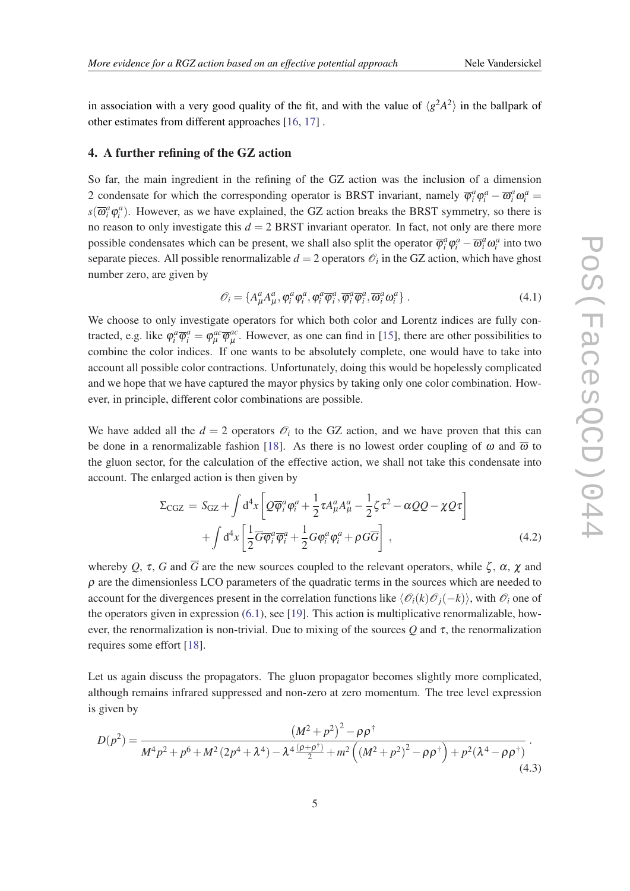in association with a very good quality of the fit, and with the value of $\langle g^2 A^2 \rangle$ in the ballpark of other estimates from different approaches [16, 17] .

## 4. A further refining of the GZ action

So far, the main ingredient in the refining of the GZ action was the inclusion of a dimension 2 condensate for which the corresponding operator is BRST invariant, namely $\overline{\varphi}_i^a \varphi_i^a - \overline{\omega}_i^a \omega_i^a = s(\overline{\omega}_i^a \varphi_i^a)$. However, as we have explained, the GZ action breaks the BRST symmetry, so there is no reason to only investigate this $d=2$ BRST invariant operator. In fact, not only are there more possible condensates which can be present, we shall also split the operator $\overline{\varphi}_i^a \varphi_i^a - \overline{\omega}_i^a \omega_i^a$ into two separate pieces. All possible renormalizable $d=2$ operators $\mathscr{O}_i$ in the GZ action, which have ghost number zero, are given by

$$
\mathscr{O}_i = \{ A_\mu^a A_\mu^a, \varphi_i^a \varphi_i^a, \varphi_i^a \overline{\varphi}_i^a, \overline{\varphi}_i^a \overline{\varphi}_i^a, \overline{\omega}_i^a \omega_i^a \} \,. \tag{4.1}
$$

We choose to only investigate operators for which both color and Lorentz indices are fully contracted, e.g. like $\varphi_i^a \overline{\varphi}_i^a = \varphi_\mu^{ac} \overline{\varphi}_\mu^{ac}$. However, as one can find in [15], there are other possibilities to combine the color indices. If one wants to be absolutely complete, one would have to take into account all possible color contractions. Unfortunately, doing this would be hopelessly complicated and we hope that we have captured the mayor physics by taking only one color combination. However, in principle, different color combinations are possible.

We have added all the $d=2$ operators $\mathscr{O}_i$ to the GZ action, and we have proven that this can be done in a renormalizable fashion [18]. As there is no lowest order coupling of $\omega$ and $\overline{\omega}$ to the gluon sector, for the calculation of the effective action, we shall not take this condensate into account. The enlarged action is then given by

$$
\begin{aligned}
\Sigma_{\mathrm{CGZ}} = {} & S_{\mathrm{GZ}} + \int \mathrm{d}^4 x \left[ Q \overline{\varphi}_i^a \varphi_i^a + \frac{1}{2} \tau A_\mu^a A_\mu^a - \frac{1}{2} \zeta \tau^2 - \alpha Q Q - \chi Q \tau \right] \\
& + \int \mathrm{d}^4 x \left[ \frac{1}{2} \overline{G} \overline{\varphi}_i^a \overline{\varphi}_i^a + \frac{1}{2} G \varphi_i^a \varphi_i^a + \rho G \overline{G} \right] \,,
\end{aligned} \tag{4.2}
$$

whereby $Q$, $\tau$, $G$ and $\overline{G}$ are the new sources coupled to the relevant operators, while $\zeta$, $\alpha$, $\chi$ and $\rho$ are the dimensionless LCO parameters of the quadratic terms in the sources which are needed to account for the divergences present in the correlation functions like $\langle \mathscr{O}_i(k) \mathscr{O}_j(-k) \rangle$, with $\mathscr{O}_i$ one of the operators given in expression (6.1), see [19]. This action is multiplicative renormalizable, however, the renormalization is non-trivial. Due to mixing of the sources $Q$ and $\tau$, the renormalization requires some effort [18].

Let us again discuss the propagators. The gluon propagator becomes slightly more complicated, although remains infrared suppressed and non-zero at zero momentum. The tree level expression is given by

$$
D(p^2) = \frac{\left(M^2 + p^2\right)^2 - \rho \rho^\dagger}{M^4 p^2 + p^6 + M^2 \left(2p^4 + \lambda^4\right) - \lambda^4 \frac{(\rho + \rho^\dagger)}{2} + m^2 \left( \left(M^2 + p^2\right)^2 - \rho \rho^\dagger \right) + p^2 (\lambda^4 - \rho \rho^\dagger)} \,. \tag{4.3}
$$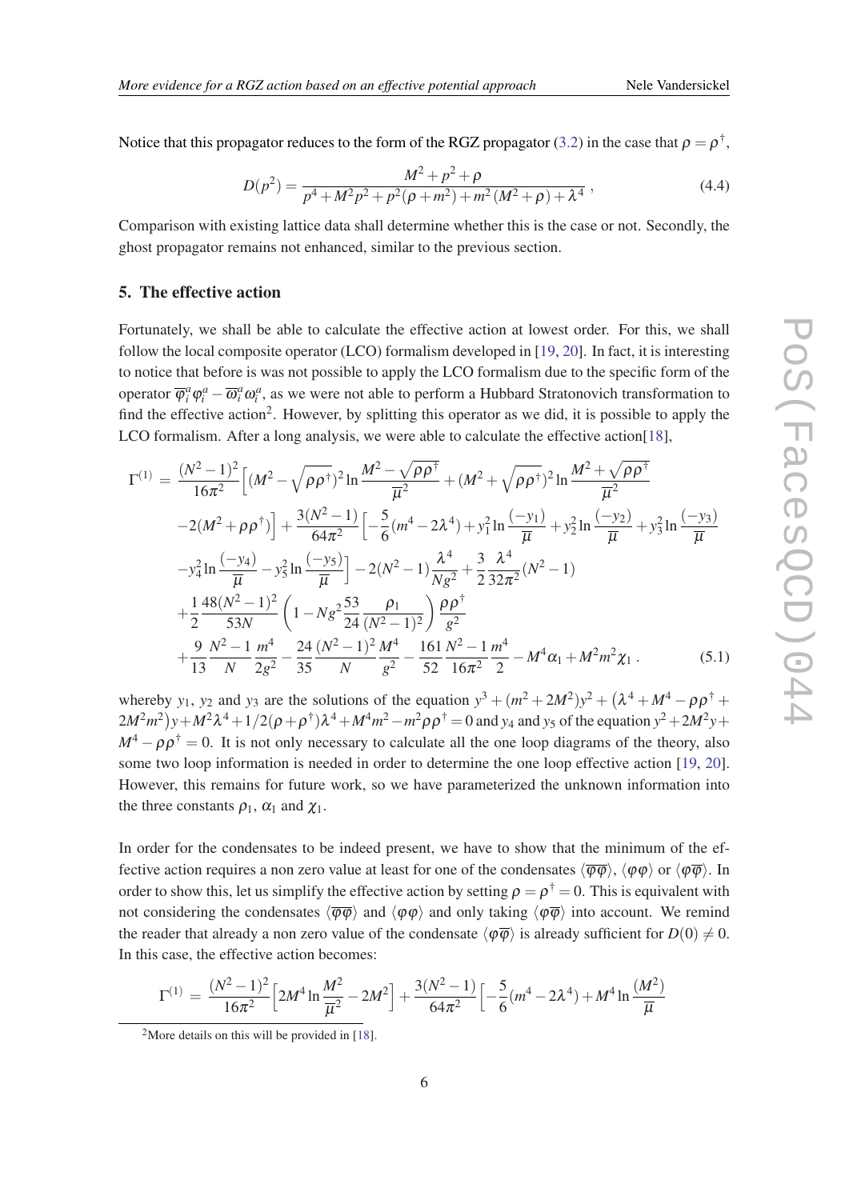Notice that this propagator reduces to the form of the RGZ propagator (3.2) in the case that $\rho = \rho^\dagger$,

$$D(p^2) = \frac{M^2 + p^2 + \rho}{p^4 + M^2 p^2 + p^2(\rho + m^2) + m^2(M^2 + \rho) + \lambda^4} , \tag{4.4}$$

Comparison with existing lattice data shall determine whether this is the case or not. Secondly, the ghost propagator remains not enhanced, similar to the previous section.

## 5. The effective action

Fortunately, we shall be able to calculate the effective action at lowest order. For this, we shall follow the local composite operator (LCO) formalism developed in [19, 20]. In fact, it is interesting to notice that before is was not possible to apply the LCO formalism due to the specific form of the operator $\overline{\varphi}_i^a \varphi_i^a - \overline{\omega}_i^a \omega_i^a$, as we were not able to perform a Hubbard Stratonovich transformation to find the effective action[2]. However, by splitting this operator as we did, it is possible to apply the LCO formalism. After a long analysis, we were able to calculate the effective action[18],

$$\begin{aligned}
\Gamma^{(1)} \;=\; & \frac{(N^2-1)^2}{16\pi^2}\Big[(M^2 - \sqrt{\rho\rho^\dagger})^2 \ln\frac{M^2 - \sqrt{\rho\rho^\dagger}}{\overline{\mu}^2} + (M^2 + \sqrt{\rho\rho^\dagger})^2 \ln\frac{M^2 + \sqrt{\rho\rho^\dagger}}{\overline{\mu}^2} \\
& -2(M^2 + \rho\rho^\dagger)\Big] + \frac{3(N^2-1)}{64\pi^2}\Big[-\frac{5}{6}(m^4 - 2\lambda^4) + y_1^2 \ln\frac{(-y_1)}{\overline{\mu}} + y_2^2 \ln\frac{(-y_2)}{\overline{\mu}} + y_3^2 \ln\frac{(-y_3)}{\overline{\mu}} \\
& - y_4^2 \ln\frac{(-y_4)}{\overline{\mu}} - y_5^2 \ln\frac{(-y_5)}{\overline{\mu}}\Big] - 2(N^2-1)\frac{\lambda^4}{Ng^2} + \frac{3}{2}\frac{\lambda^4}{32\pi^2}(N^2-1) \\
& + \frac{1}{2}\frac{48(N^2-1)^2}{53N}\left(1 - Ng^2 \frac{53}{24}\frac{\rho_1}{(N^2-1)^2}\right)\frac{\rho\rho^\dagger}{g^2} \\
& + \frac{9}{13}\frac{N^2-1}{N}\frac{m^4}{2g^2} - \frac{24}{35}\frac{(N^2-1)^2}{N}\frac{M^4}{g^2} - \frac{161}{52}\frac{N^2-1}{16\pi^2}\frac{m^4}{2} - M^4\alpha_1 + M^2 m^2 \chi_1 \, .
\end{aligned} \tag{5.1}$$

whereby $y_1$, $y_2$ and $y_3$ are the solutions of the equation $y^3 + (m^2 + 2M^2)y^2 + \left(\lambda^4 + M^4 - \rho\rho^\dagger + 2M^2 m^2\right)y + M^2\lambda^4 + 1/2(\rho + \rho^\dagger)\lambda^4 + M^4 m^2 - m^2\rho\rho^\dagger = 0$ and $y_4$ and $y_5$ of the equation $y^2 + 2M^2 y + M^4 - \rho\rho^\dagger = 0$. It is not only necessary to calculate all the one loop diagrams of the theory, also some two loop information is needed in order to determine the one loop effective action [19, 20]. However, this remains for future work, so we have parameterized the unknown information into the three constants $\rho_1$, $\alpha_1$ and $\chi_1$.

In order for the condensates to be indeed present, we have to show that the minimum of the effective action requires a non zero value at least for one of the condensates $\langle \overline{\varphi}\overline{\varphi} \rangle$, $\langle \varphi\varphi \rangle$ or $\langle \varphi\overline{\varphi} \rangle$. In order to show this, let us simplify the effective action by setting $\rho = \rho^\dagger = 0$. This is equivalent with not considering the condensates $\langle \overline{\varphi}\overline{\varphi} \rangle$ and $\langle \varphi\varphi \rangle$ and only taking $\langle \varphi\overline{\varphi} \rangle$ into account. We remind the reader that already a non zero value of the condensate $\langle \varphi\overline{\varphi} \rangle$ is already sufficient for $D(0) \neq 0$. In this case, the effective action becomes:

$$\Gamma^{(1)} \;=\; \frac{(N^2-1)^2}{16\pi^2}\Big[2M^4 \ln\frac{M^2}{\overline{\mu}^2} - 2M^2\Big] + \frac{3(N^2-1)}{64\pi^2}\Big[-\frac{5}{6}(m^4 - 2\lambda^4) + M^4 \ln\frac{(M^2)}{\overline{\mu}}$$

[2] More details on this will be provided in [18].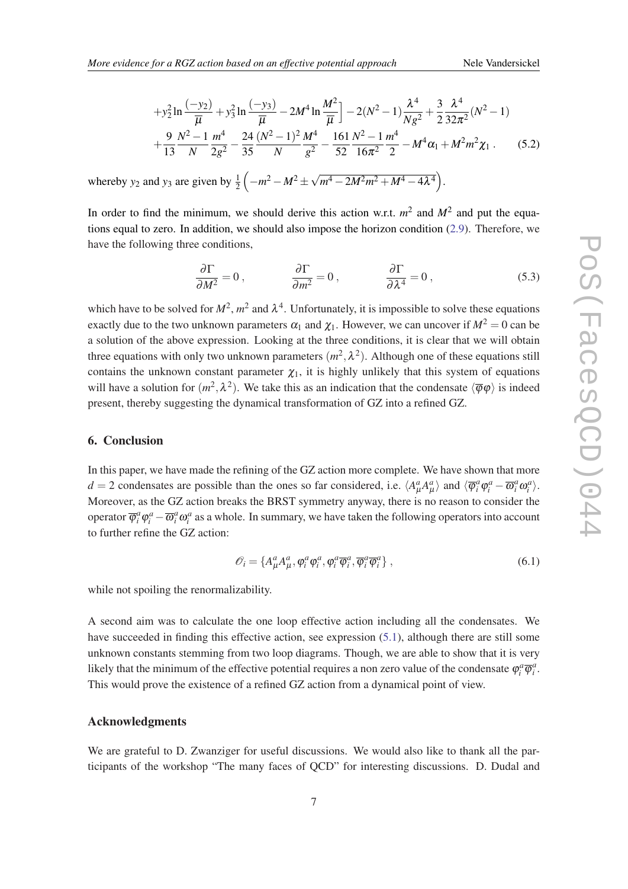$$
+y_2^2 \ln \frac{(-y_2)}{\overline{\mu}} + y_3^2 \ln \frac{(-y_3)}{\overline{\mu}} - 2M^4 \ln \frac{M^2}{\overline{\mu}} \Big] - 2(N^2-1)\frac{\lambda^4}{Ng^2} + \frac{3}{2}\frac{\lambda^4}{32\pi^2}(N^2-1)
$$
$$
+\frac{9}{13}\frac{N^2-1}{N}\frac{m^4}{2g^2} - \frac{24}{35}\frac{(N^2-1)^2}{N}\frac{M^4}{g^2} - \frac{161}{52}\frac{N^2-1}{16\pi^2}\frac{m^4}{2} - M^4\alpha_1 + M^2 m^2 \chi_1 \,. \tag{5.2}
$$

whereby $y_2$ and $y_3$ are given by $\frac{1}{2}\left(-m^2 - M^2 \pm \sqrt{m^4 - 2M^2m^2 + M^4 - 4\lambda^4}\right)$.

In order to find the minimum, we should derive this action w.r.t. $m^2$ and $M^2$ and put the equations equal to zero. In addition, we should also impose the horizon condition (2.9). Therefore, we have the following three conditions,

$$
\frac{\partial \Gamma}{\partial M^2} = 0\,, \qquad \frac{\partial \Gamma}{\partial m^2} = 0\,, \qquad \frac{\partial \Gamma}{\partial \lambda^4} = 0\,, \tag{5.3}
$$

which have to be solved for $M^2$, $m^2$ and $\lambda^4$. Unfortunately, it is impossible to solve these equations exactly due to the two unknown parameters $\alpha_1$ and $\chi_1$. However, we can uncover if $M^2 = 0$ can be a solution of the above expression. Looking at the three conditions, it is clear that we will obtain three equations with only two unknown parameters $(m^2, \lambda^2)$. Although one of these equations still contains the unknown constant parameter $\chi_1$, it is highly unlikely that this system of equations will have a solution for $(m^2, \lambda^2)$. We take this as an indication that the condensate $\langle \overline{\varphi}\varphi \rangle$ is indeed present, thereby suggesting the dynamical transformation of GZ into a refined GZ.

## 6. Conclusion

In this paper, we have made the refining of the GZ action more complete. We have shown that more $d = 2$ condensates are possible than the ones so far considered, i.e. $\langle A_\mu^a A_\mu^a \rangle$ and $\langle \overline{\varphi}_i^a \varphi_i^a - \overline{\omega}_i^a \omega_i^a \rangle$. Moreover, as the GZ action breaks the BRST symmetry anyway, there is no reason to consider the operator $\overline{\varphi}_i^a \varphi_i^a - \overline{\omega}_i^a \omega_i^a$ as a whole. In summary, we have taken the following operators into account to further refine the GZ action:

$$
\mathscr{O}_i = \{A_\mu^a A_\mu^a, \varphi_i^a \varphi_i^a, \varphi_i^a \overline{\varphi}_i^a, \overline{\varphi}_i^a \overline{\varphi}_i^a\}\,, \tag{6.1}
$$

while not spoiling the renormalizability.

A second aim was to calculate the one loop effective action including all the condensates. We have succeeded in finding this effective action, see expression (5.1), although there are still some unknown constants stemming from two loop diagrams. Though, we are able to show that it is very likely that the minimum of the effective potential requires a non zero value of the condensate $\varphi_i^a \overline{\varphi}_i^a$. This would prove the existence of a refined GZ action from a dynamical point of view.

### Acknowledgments

We are grateful to D. Zwanziger for useful discussions. We would also like to thank all the participants of the workshop "The many faces of QCD" for interesting discussions. D. Dudal and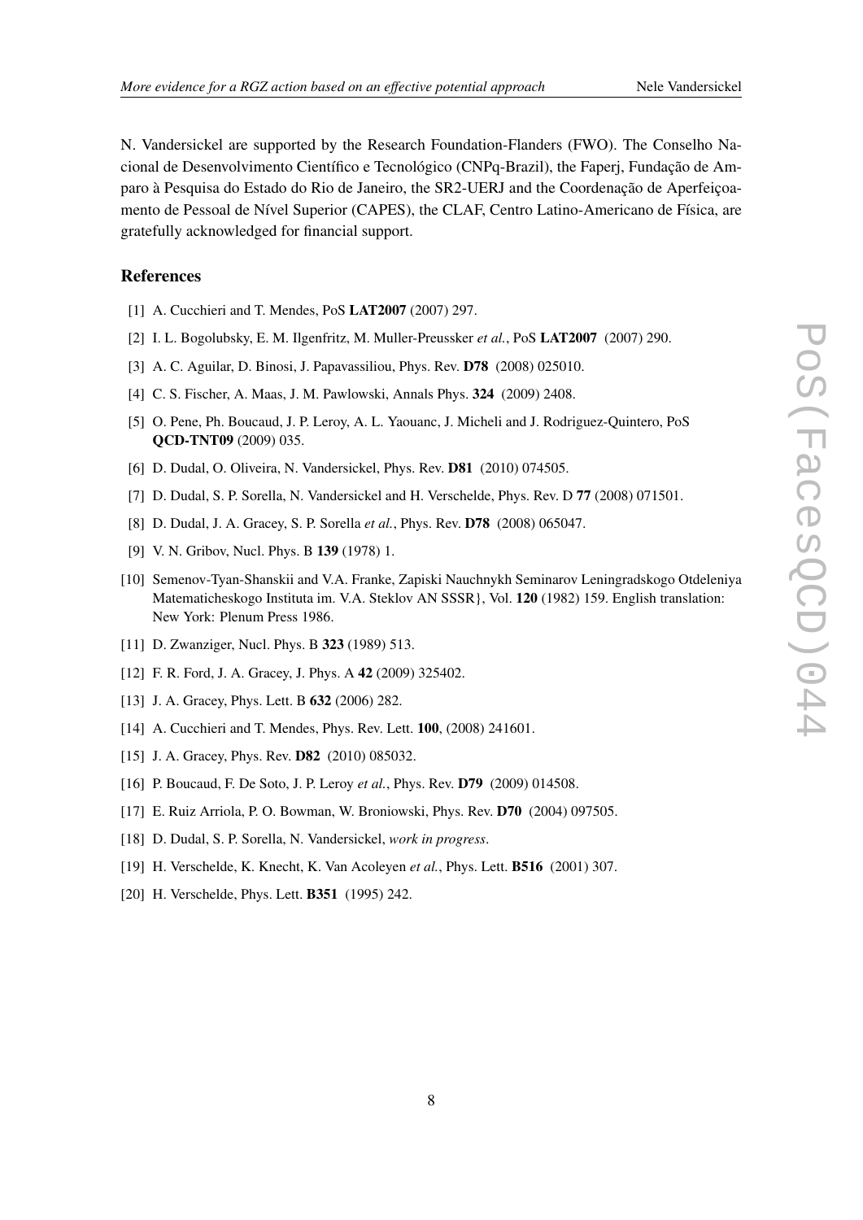N. Vandersickel are supported by the Research Foundation-Flanders (FWO). The Conselho Nacional de Desenvolvimento Científico e Tecnológico (CNPq-Brazil), the Faperj, Fundação de Amparo à Pesquisa do Estado do Rio de Janeiro, the SR2-UERJ and the Coordenação de Aperfeiçoamento de Pessoal de Nível Superior (CAPES), the CLAF, Centro Latino-Americano de Física, are gratefully acknowledged for financial support.

## References

[1] A. Cucchieri and T. Mendes, PoS **LAT2007** (2007) 297.

[2] I. L. Bogolubsky, E. M. Ilgenfritz, M. Muller-Preussker *et al.*, PoS **LAT2007** (2007) 290.

[3] A. C. Aguilar, D. Binosi, J. Papavassiliou, Phys. Rev. **D78** (2008) 025010.

[4] C. S. Fischer, A. Maas, J. M. Pawlowski, Annals Phys. **324** (2009) 2408.

[5] O. Pene, Ph. Boucaud, J. P. Leroy, A. L. Yaouanc, J. Micheli and J. Rodriguez-Quintero, PoS **QCD-TNT09** (2009) 035.

[6] D. Dudal, O. Oliveira, N. Vandersickel, Phys. Rev. **D81** (2010) 074505.

[7] D. Dudal, S. P. Sorella, N. Vandersickel and H. Verschelde, Phys. Rev. D **77** (2008) 071501.

[8] D. Dudal, J. A. Gracey, S. P. Sorella *et al.*, Phys. Rev. **D78** (2008) 065047.

[9] V. N. Gribov, Nucl. Phys. B **139** (1978) 1.

[10] Semenov-Tyan-Shanskii and V.A. Franke, Zapiski Nauchnykh Seminarov Leningradskogo Otdeleniya Matematicheskogo Instituta im. V.A. Steklov AN SSSR}, Vol. **120** (1982) 159. English translation: New York: Plenum Press 1986.

[11] D. Zwanziger, Nucl. Phys. B **323** (1989) 513.

[12] F. R. Ford, J. A. Gracey, J. Phys. A **42** (2009) 325402.

[13] J. A. Gracey, Phys. Lett. B **632** (2006) 282.

[14] A. Cucchieri and T. Mendes, Phys. Rev. Lett. **100**, (2008) 241601.

[15] J. A. Gracey, Phys. Rev. **D82** (2010) 085032.

[16] P. Boucaud, F. De Soto, J. P. Leroy *et al.*, Phys. Rev. **D79** (2009) 014508.

[17] E. Ruiz Arriola, P. O. Bowman, W. Broniowski, Phys. Rev. **D70** (2004) 097505.

[18] D. Dudal, S. P. Sorella, N. Vandersickel, *work in progress*.

[19] H. Verschelde, K. Knecht, K. Van Acoleyen *et al.*, Phys. Lett. **B516** (2001) 307.

[20] H. Verschelde, Phys. Lett. **B351** (1995) 242.